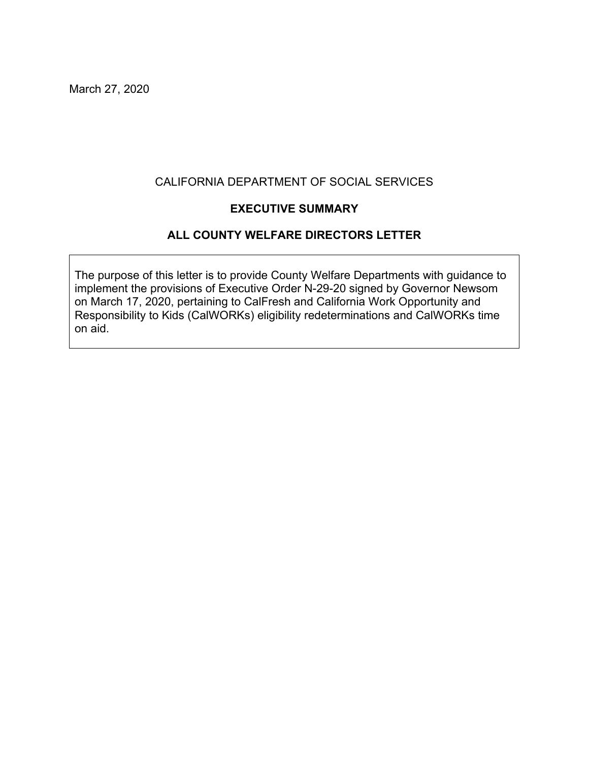March 27, 2020

CALIFORNIA DEPARTMENT OF SOCIAL SERVICES

**EXECUTIVE SUMMARY**

**ALL COUNTY WELFARE DIRECTORS LETTER**

The purpose of this letter is to provide County Welfare Departments with guidance to implement the provisions of Executive Order N-29-20 signed by Governor Newsom on March 17, 2020, pertaining to CalFresh and California Work Opportunity and Responsibility to Kids (CalWORKs) eligibility redeterminations and CalWORKs time on aid.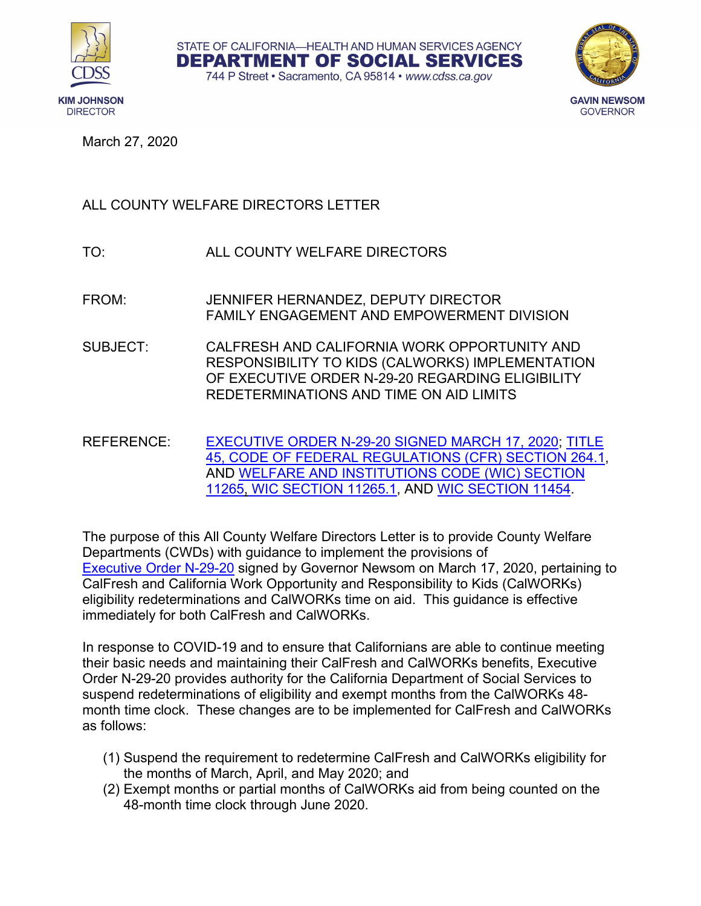STATE OF CALIFORNIA—HEALTH AND HUMAN SERVICES AGENCY
**DEPARTMENT OF SOCIAL SERVICES**
744 P Street • Sacramento, CA 95814 • *www.cdss.ca.gov*

**KIM JOHNSON**
DIRECTOR

**GAVIN NEWSOM**
GOVERNOR

March 27, 2020

ALL COUNTY WELFARE DIRECTORS LETTER

TO: ALL COUNTY WELFARE DIRECTORS

FROM: JENNIFER HERNANDEZ, DEPUTY DIRECTOR
FAMILY ENGAGEMENT AND EMPOWERMENT DIVISION

SUBJECT: CALFRESH AND CALIFORNIA WORK OPPORTUNITY AND RESPONSIBILITY TO KIDS (CALWORKS) IMPLEMENTATION OF EXECUTIVE ORDER N-29-20 REGARDING ELIGIBILITY REDETERMINATIONS AND TIME ON AID LIMITS

REFERENCE: EXECUTIVE ORDER N-29-20 SIGNED MARCH 17, 2020; TITLE 45, CODE OF FEDERAL REGULATIONS (CFR) SECTION 264.1, AND WELFARE AND INSTITUTIONS CODE (WIC) SECTION 11265, WIC SECTION 11265.1, AND WIC SECTION 11454.

The purpose of this All County Welfare Directors Letter is to provide County Welfare Departments (CWDs) with guidance to implement the provisions of Executive Order N-29-20 signed by Governor Newsom on March 17, 2020, pertaining to CalFresh and California Work Opportunity and Responsibility to Kids (CalWORKs) eligibility redeterminations and CalWORKs time on aid. This guidance is effective immediately for both CalFresh and CalWORKs.

In response to COVID-19 and to ensure that Californians are able to continue meeting their basic needs and maintaining their CalFresh and CalWORKs benefits, Executive Order N-29-20 provides authority for the California Department of Social Services to suspend redeterminations of eligibility and exempt months from the CalWORKs 48-month time clock. These changes are to be implemented for CalFresh and CalWORKs as follows:

(1) Suspend the requirement to redetermine CalFresh and CalWORKs eligibility for the months of March, April, and May 2020; and
(2) Exempt months or partial months of CalWORKs aid from being counted on the 48-month time clock through June 2020.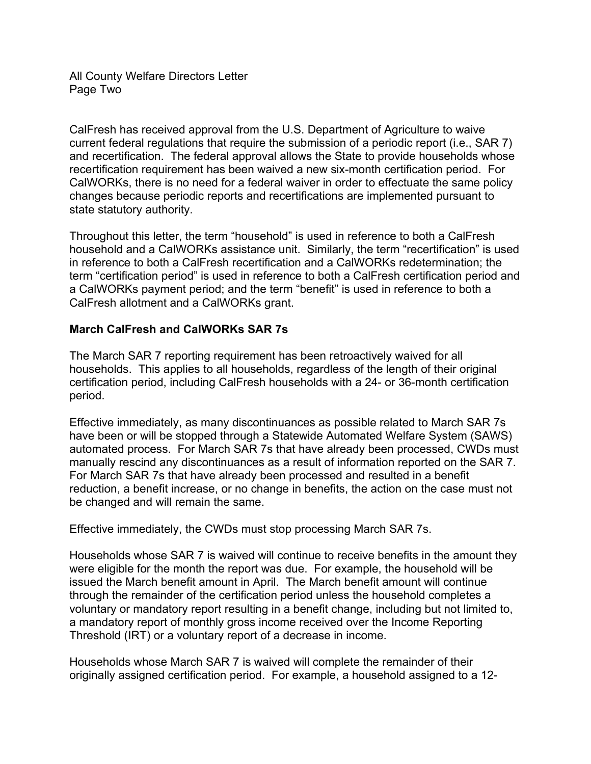CalFresh has received approval from the U.S. Department of Agriculture to waive current federal regulations that require the submission of a periodic report (i.e., SAR 7) and recertification. The federal approval allows the State to provide households whose recertification requirement has been waived a new six-month certification period. For CalWORKs, there is no need for a federal waiver in order to effectuate the same policy changes because periodic reports and recertifications are implemented pursuant to state statutory authority.

Throughout this letter, the term "household" is used in reference to both a CalFresh household and a CalWORKs assistance unit. Similarly, the term "recertification" is used in reference to both a CalFresh recertification and a CalWORKs redetermination; the term "certification period" is used in reference to both a CalFresh certification period and a CalWORKs payment period; and the term "benefit" is used in reference to both a CalFresh allotment and a CalWORKs grant.

**March CalFresh and CalWORKs SAR 7s**

The March SAR 7 reporting requirement has been retroactively waived for all households. This applies to all households, regardless of the length of their original certification period, including CalFresh households with a 24- or 36-month certification period.

Effective immediately, as many discontinuances as possible related to March SAR 7s have been or will be stopped through a Statewide Automated Welfare System (SAWS) automated process. For March SAR 7s that have already been processed, CWDs must manually rescind any discontinuances as a result of information reported on the SAR 7. For March SAR 7s that have already been processed and resulted in a benefit reduction, a benefit increase, or no change in benefits, the action on the case must not be changed and will remain the same.

Effective immediately, the CWDs must stop processing March SAR 7s.

Households whose SAR 7 is waived will continue to receive benefits in the amount they were eligible for the month the report was due. For example, the household will be issued the March benefit amount in April. The March benefit amount will continue through the remainder of the certification period unless the household completes a voluntary or mandatory report resulting in a benefit change, including but not limited to, a mandatory report of monthly gross income received over the Income Reporting Threshold (IRT) or a voluntary report of a decrease in income.

Households whose March SAR 7 is waived will complete the remainder of their originally assigned certification period. For example, a household assigned to a 12-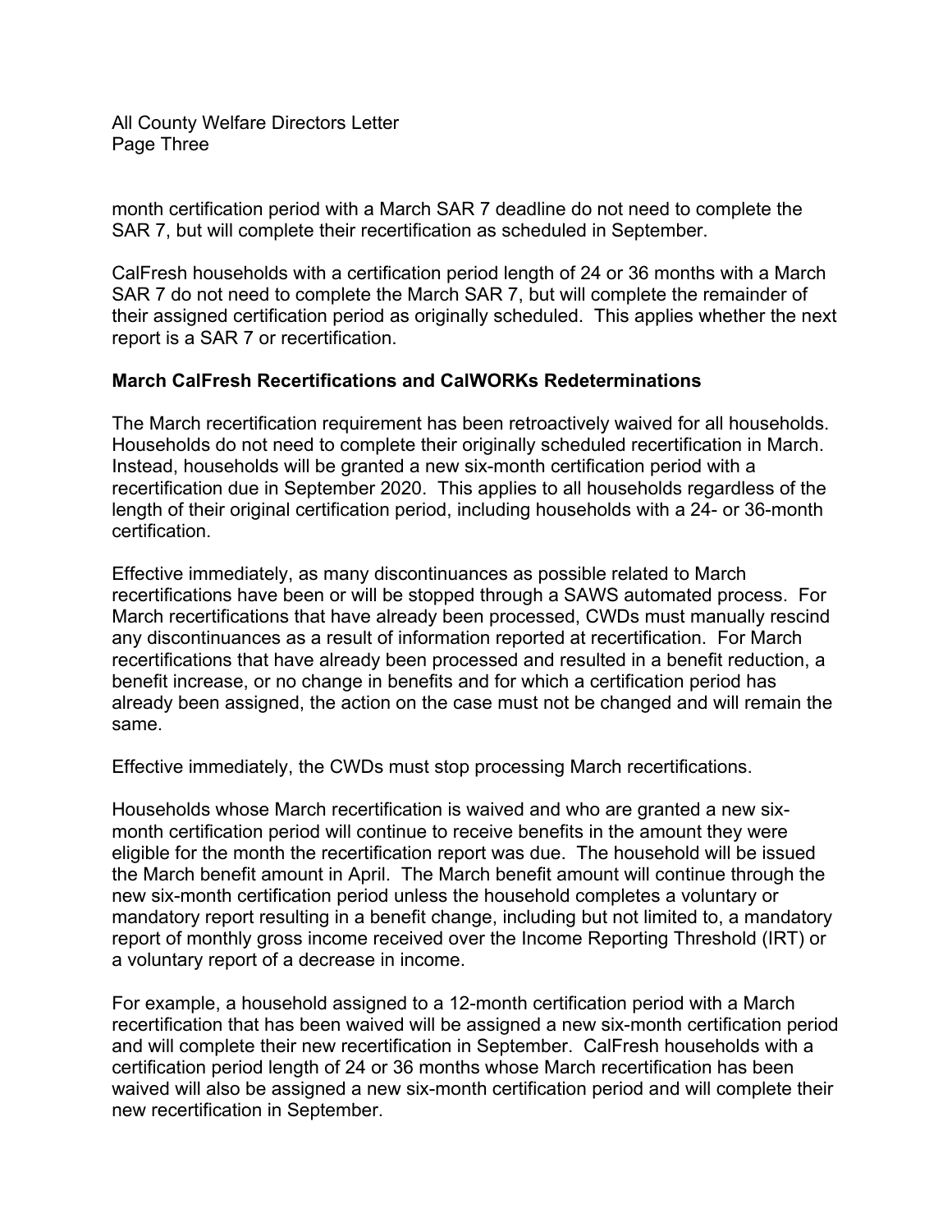month certification period with a March SAR 7 deadline do not need to complete the SAR 7, but will complete their recertification as scheduled in September.

CalFresh households with a certification period length of 24 or 36 months with a March SAR 7 do not need to complete the March SAR 7, but will complete the remainder of their assigned certification period as originally scheduled. This applies whether the next report is a SAR 7 or recertification.

**March CalFresh Recertifications and CalWORKs Redeterminations**

The March recertification requirement has been retroactively waived for all households. Households do not need to complete their originally scheduled recertification in March. Instead, households will be granted a new six-month certification period with a recertification due in September 2020. This applies to all households regardless of the length of their original certification period, including households with a 24- or 36-month certification.

Effective immediately, as many discontinuances as possible related to March recertifications have been or will be stopped through a SAWS automated process. For March recertifications that have already been processed, CWDs must manually rescind any discontinuances as a result of information reported at recertification. For March recertifications that have already been processed and resulted in a benefit reduction, a benefit increase, or no change in benefits and for which a certification period has already been assigned, the action on the case must not be changed and will remain the same.

Effective immediately, the CWDs must stop processing March recertifications.

Households whose March recertification is waived and who are granted a new six-month certification period will continue to receive benefits in the amount they were eligible for the month the recertification report was due. The household will be issued the March benefit amount in April. The March benefit amount will continue through the new six-month certification period unless the household completes a voluntary or mandatory report resulting in a benefit change, including but not limited to, a mandatory report of monthly gross income received over the Income Reporting Threshold (IRT) or a voluntary report of a decrease in income.

For example, a household assigned to a 12-month certification period with a March recertification that has been waived will be assigned a new six-month certification period and will complete their new recertification in September. CalFresh households with a certification period length of 24 or 36 months whose March recertification has been waived will also be assigned a new six-month certification period and will complete their new recertification in September.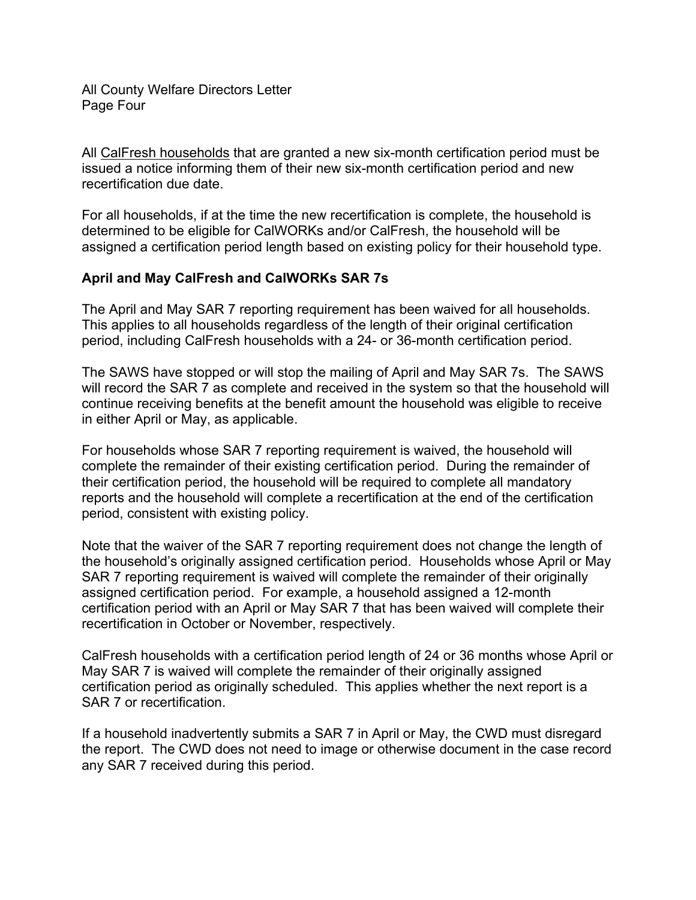All CalFresh households that are granted a new six-month certification period must be issued a notice informing them of their new six-month certification period and new recertification due date.

For all households, if at the time the new recertification is complete, the household is determined to be eligible for CalWORKs and/or CalFresh, the household will be assigned a certification period length based on existing policy for their household type.

**April and May CalFresh and CalWORKs SAR 7s**

The April and May SAR 7 reporting requirement has been waived for all households. This applies to all households regardless of the length of their original certification period, including CalFresh households with a 24- or 36-month certification period.

The SAWS have stopped or will stop the mailing of April and May SAR 7s. The SAWS will record the SAR 7 as complete and received in the system so that the household will continue receiving benefits at the benefit amount the household was eligible to receive in either April or May, as applicable.

For households whose SAR 7 reporting requirement is waived, the household will complete the remainder of their existing certification period. During the remainder of their certification period, the household will be required to complete all mandatory reports and the household will complete a recertification at the end of the certification period, consistent with existing policy.

Note that the waiver of the SAR 7 reporting requirement does not change the length of the household's originally assigned certification period. Households whose April or May SAR 7 reporting requirement is waived will complete the remainder of their originally assigned certification period. For example, a household assigned a 12-month certification period with an April or May SAR 7 that has been waived will complete their recertification in October or November, respectively.

CalFresh households with a certification period length of 24 or 36 months whose April or May SAR 7 is waived will complete the remainder of their originally assigned certification period as originally scheduled. This applies whether the next report is a SAR 7 or recertification.

If a household inadvertently submits a SAR 7 in April or May, the CWD must disregard the report. The CWD does not need to image or otherwise document in the case record any SAR 7 received during this period.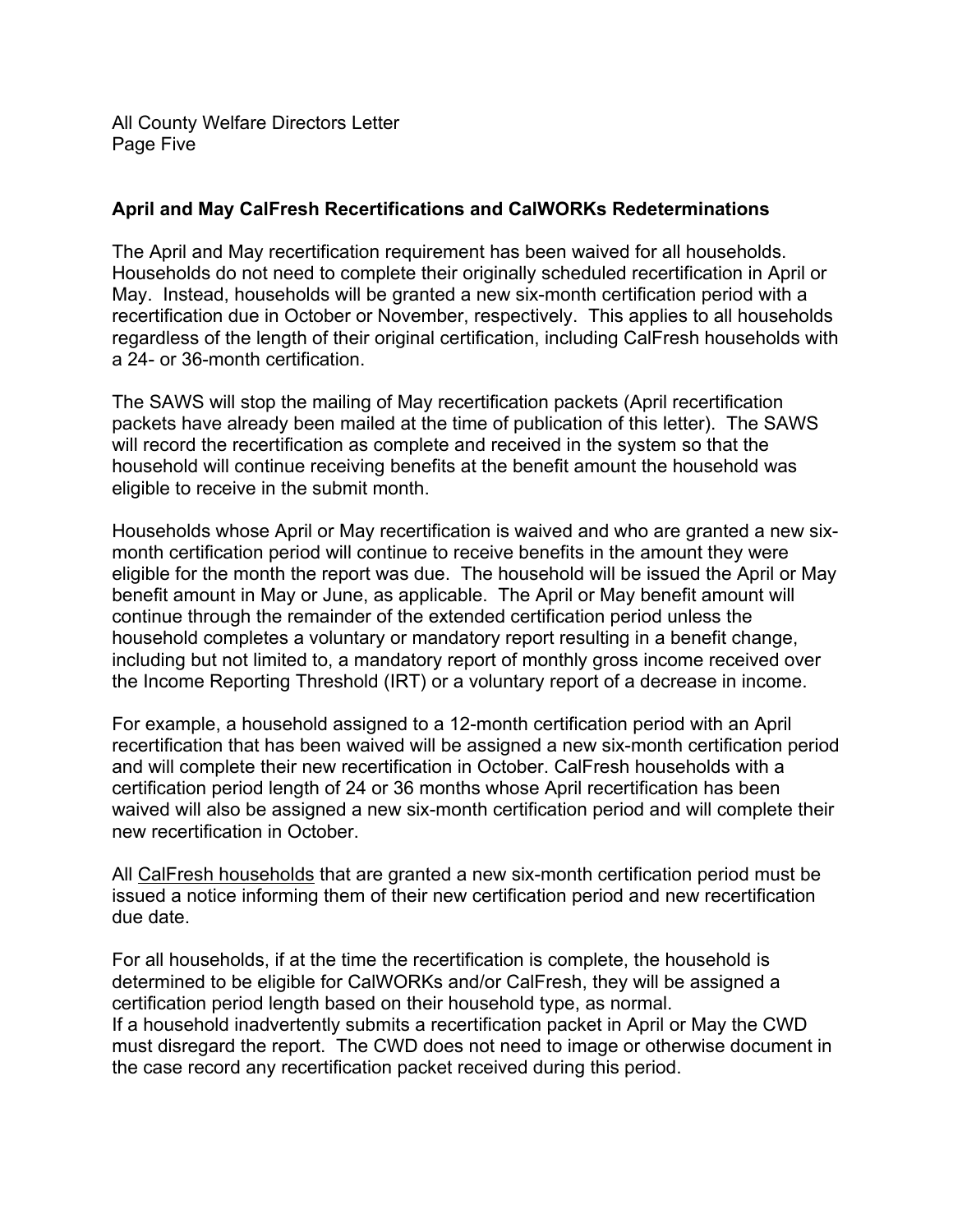## April and May CalFresh Recertifications and CalWORKs Redeterminations

The April and May recertification requirement has been waived for all households. Households do not need to complete their originally scheduled recertification in April or May. Instead, households will be granted a new six-month certification period with a recertification due in October or November, respectively. This applies to all households regardless of the length of their original certification, including CalFresh households with a 24- or 36-month certification.

The SAWS will stop the mailing of May recertification packets (April recertification packets have already been mailed at the time of publication of this letter). The SAWS will record the recertification as complete and received in the system so that the household will continue receiving benefits at the benefit amount the household was eligible to receive in the submit month.

Households whose April or May recertification is waived and who are granted a new six-month certification period will continue to receive benefits in the amount they were eligible for the month the report was due. The household will be issued the April or May benefit amount in May or June, as applicable. The April or May benefit amount will continue through the remainder of the extended certification period unless the household completes a voluntary or mandatory report resulting in a benefit change, including but not limited to, a mandatory report of monthly gross income received over the Income Reporting Threshold (IRT) or a voluntary report of a decrease in income.

For example, a household assigned to a 12-month certification period with an April recertification that has been waived will be assigned a new six-month certification period and will complete their new recertification in October. CalFresh households with a certification period length of 24 or 36 months whose April recertification has been waived will also be assigned a new six-month certification period and will complete their new recertification in October.

All <u>CalFresh households</u> that are granted a new six-month certification period must be issued a notice informing them of their new certification period and new recertification due date.

For all households, if at the time the recertification is complete, the household is determined to be eligible for CalWORKs and/or CalFresh, they will be assigned a certification period length based on their household type, as normal.
If a household inadvertently submits a recertification packet in April or May the CWD must disregard the report. The CWD does not need to image or otherwise document in the case record any recertification packet received during this period.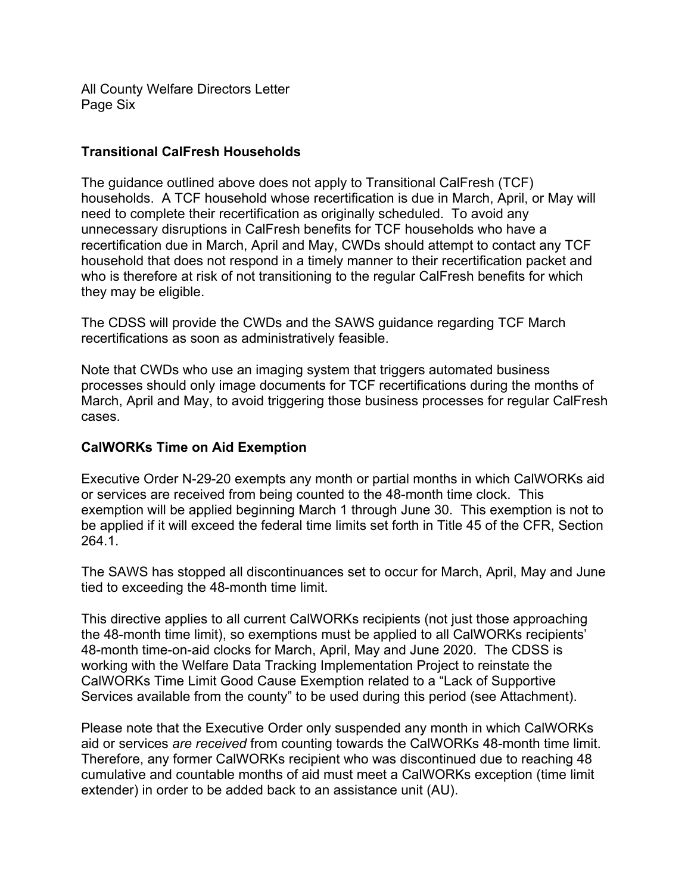### Transitional CalFresh Households

The guidance outlined above does not apply to Transitional CalFresh (TCF) households. A TCF household whose recertification is due in March, April, or May will need to complete their recertification as originally scheduled. To avoid any unnecessary disruptions in CalFresh benefits for TCF households who have a recertification due in March, April and May, CWDs should attempt to contact any TCF household that does not respond in a timely manner to their recertification packet and who is therefore at risk of not transitioning to the regular CalFresh benefits for which they may be eligible.

The CDSS will provide the CWDs and the SAWS guidance regarding TCF March recertifications as soon as administratively feasible.

Note that CWDs who use an imaging system that triggers automated business processes should only image documents for TCF recertifications during the months of March, April and May, to avoid triggering those business processes for regular CalFresh cases.

### CalWORKs Time on Aid Exemption

Executive Order N-29-20 exempts any month or partial months in which CalWORKs aid or services are received from being counted to the 48-month time clock. This exemption will be applied beginning March 1 through June 30. This exemption is not to be applied if it will exceed the federal time limits set forth in Title 45 of the CFR, Section 264.1.

The SAWS has stopped all discontinuances set to occur for March, April, May and June tied to exceeding the 48-month time limit.

This directive applies to all current CalWORKs recipients (not just those approaching the 48-month time limit), so exemptions must be applied to all CalWORKs recipients' 48-month time-on-aid clocks for March, April, May and June 2020. The CDSS is working with the Welfare Data Tracking Implementation Project to reinstate the CalWORKs Time Limit Good Cause Exemption related to a "Lack of Supportive Services available from the county" to be used during this period (see Attachment).

Please note that the Executive Order only suspended any month in which CalWORKs aid or services *are received* from counting towards the CalWORKs 48-month time limit. Therefore, any former CalWORKs recipient who was discontinued due to reaching 48 cumulative and countable months of aid must meet a CalWORKs exception (time limit extender) in order to be added back to an assistance unit (AU).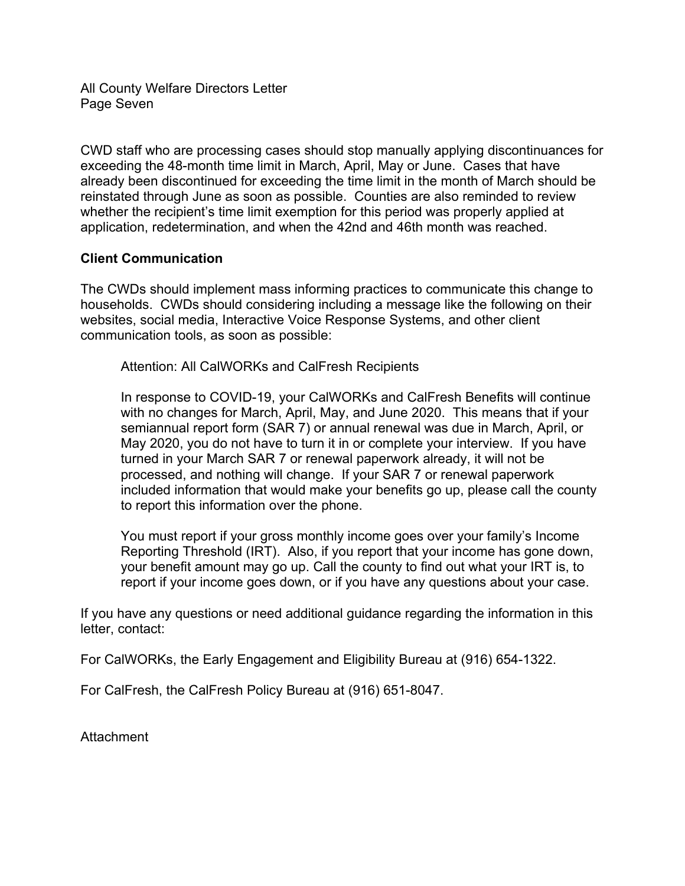CWD staff who are processing cases should stop manually applying discontinuances for exceeding the 48-month time limit in March, April, May or June. Cases that have already been discontinued for exceeding the time limit in the month of March should be reinstated through June as soon as possible. Counties are also reminded to review whether the recipient's time limit exemption for this period was properly applied at application, redetermination, and when the 42nd and 46th month was reached.

**Client Communication**

The CWDs should implement mass informing practices to communicate this change to households. CWDs should considering including a message like the following on their websites, social media, Interactive Voice Response Systems, and other client communication tools, as soon as possible:

> Attention: All CalWORKs and CalFresh Recipients
>
> In response to COVID-19, your CalWORKs and CalFresh Benefits will continue with no changes for March, April, May, and June 2020. This means that if your semiannual report form (SAR 7) or annual renewal was due in March, April, or May 2020, you do not have to turn it in or complete your interview. If you have turned in your March SAR 7 or renewal paperwork already, it will not be processed, and nothing will change. If your SAR 7 or renewal paperwork included information that would make your benefits go up, please call the county to report this information over the phone.
>
> You must report if your gross monthly income goes over your family's Income Reporting Threshold (IRT). Also, if you report that your income has gone down, your benefit amount may go up. Call the county to find out what your IRT is, to report if your income goes down, or if you have any questions about your case.

If you have any questions or need additional guidance regarding the information in this letter, contact:

For CalWORKs, the Early Engagement and Eligibility Bureau at (916) 654-1322.

For CalFresh, the CalFresh Policy Bureau at (916) 651-8047.

Attachment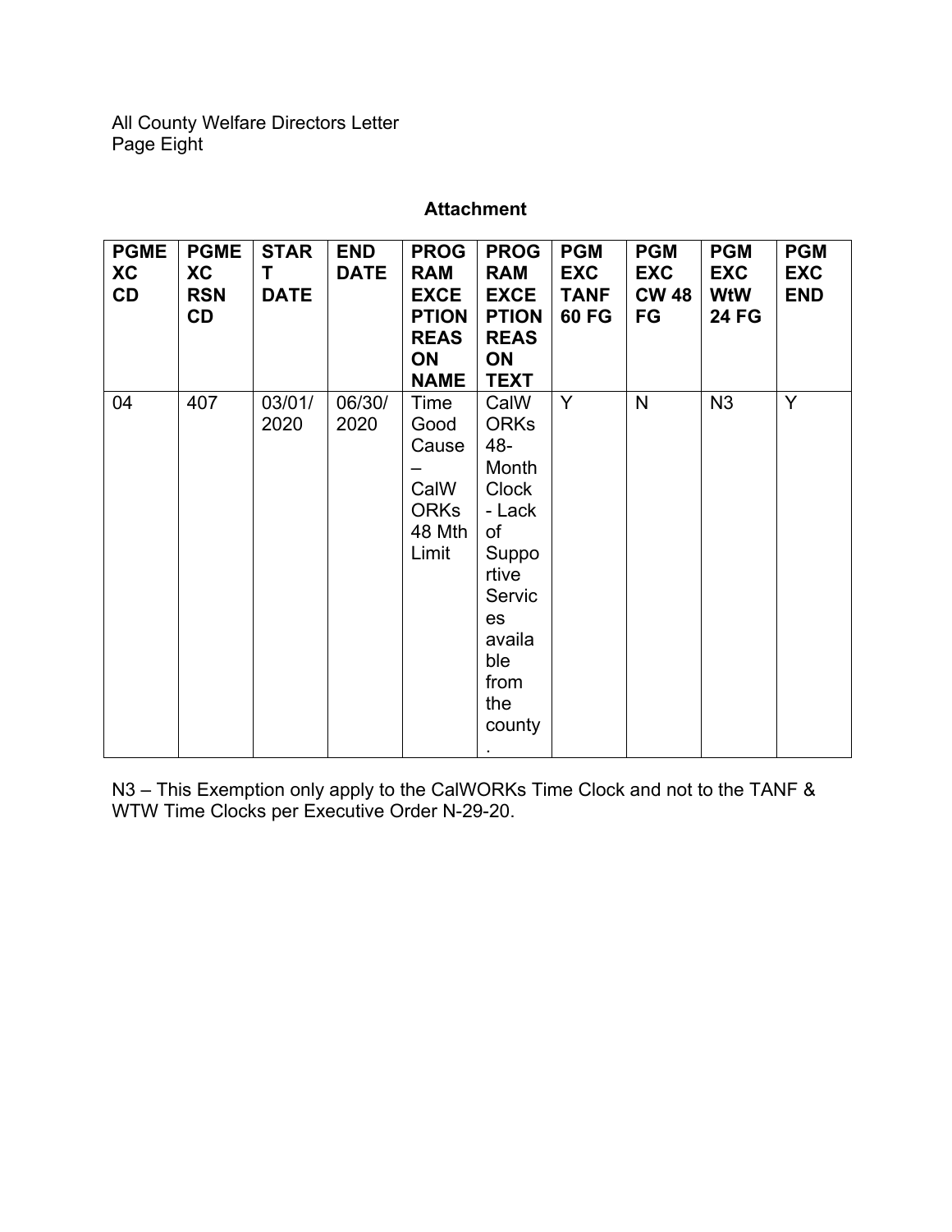**Attachment**

| PGMEXC CD | PGMEXC RSN CD | START DATE | END DATE | PROGRAM EXCEPTION REASON NAME | PROGRAM EXCEPTION REASON TEXT | PGM EXC TANF 60 FG | PGM EXC CW 48 FG | PGM EXC WtW 24 FG | PGM EXC END |
|---|---|---|---|---|---|---|---|---|---|
| 04 | 407 | 03/01/2020 | 06/30/2020 | Time Good Cause – CalWORKs 48 Mth Limit | CalWORKs 48-Month Clock - Lack of Supportive Services available from the county. | Y | N | N3 | Y |

N3 – This Exemption only apply to the CalWORKs Time Clock and not to the TANF & WTW Time Clocks per Executive Order N-29-20.